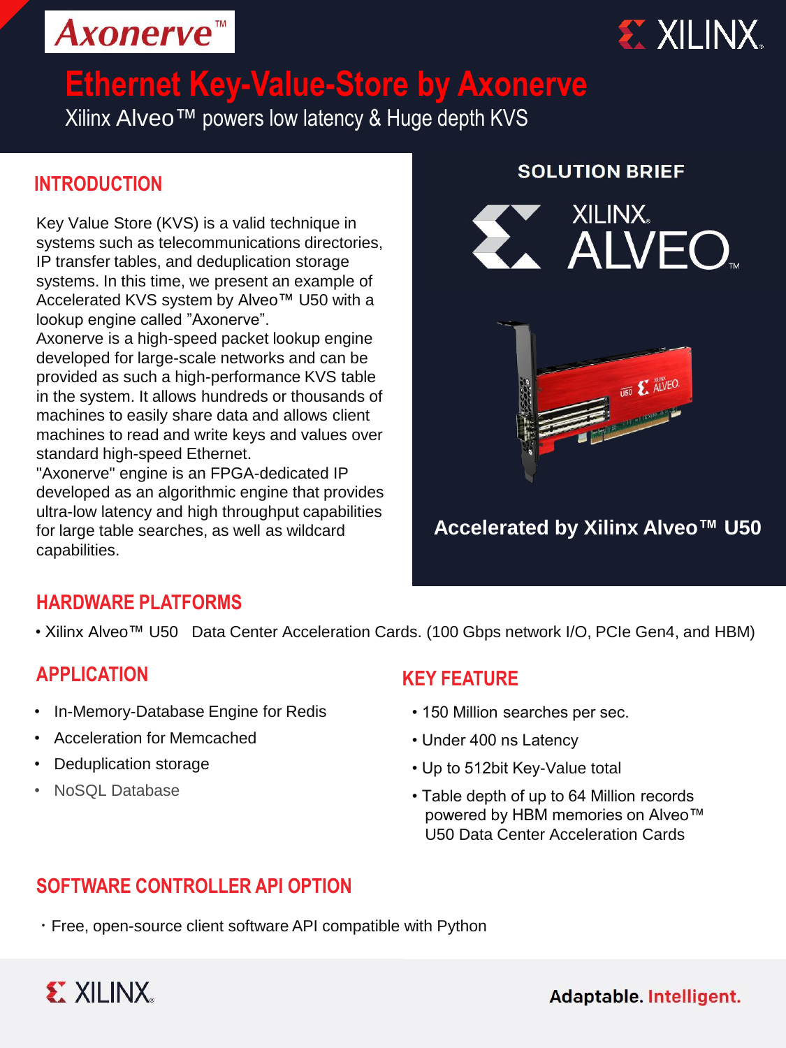Axonerve™

XILINX

# Ethernet Key-Value-Store by Axonerve

Xilinx Alveo™ powers low latency & Huge depth KVS

## INTRODUCTION

Key Value Store (KVS) is a valid technique in systems such as telecommunications directories, IP transfer tables, and deduplication storage systems. In this time, we present an example of Accelerated KVS system by Alveo™ U50 with a lookup engine called "Axonerve".
Axonerve is a high-speed packet lookup engine developed for large-scale networks and can be provided as such a high-performance KVS table in the system. It allows hundreds or thousands of machines to easily share data and allows client machines to read and write keys and values over standard high-speed Ethernet.
"Axonerve" engine is an FPGA-dedicated IP developed as an algorithmic engine that provides ultra-low latency and high throughput capabilities for large table searches, as well as wildcard capabilities.

**SOLUTION BRIEF**

XILINX ALVEO™

**Accelerated by Xilinx Alveo™ U50**

## HARDWARE PLATFORMS

• Xilinx Alveo™ U50 Data Center Acceleration Cards. (100 Gbps network I/O, PCIe Gen4, and HBM)

## APPLICATION

- In-Memory-Database Engine for Redis
- Acceleration for Memcached
- Deduplication storage
- NoSQL Database

## KEY FEATURE

- 150 Million searches per sec.
- Under 400 ns Latency
- Up to 512bit Key-Value total
- Table depth of up to 64 Million records powered by HBM memories on Alveo™ U50 Data Center Acceleration Cards

## SOFTWARE CONTROLLER API OPTION

・Free, open-source client software API compatible with Python

XILINX

**Adaptable. Intelligent.**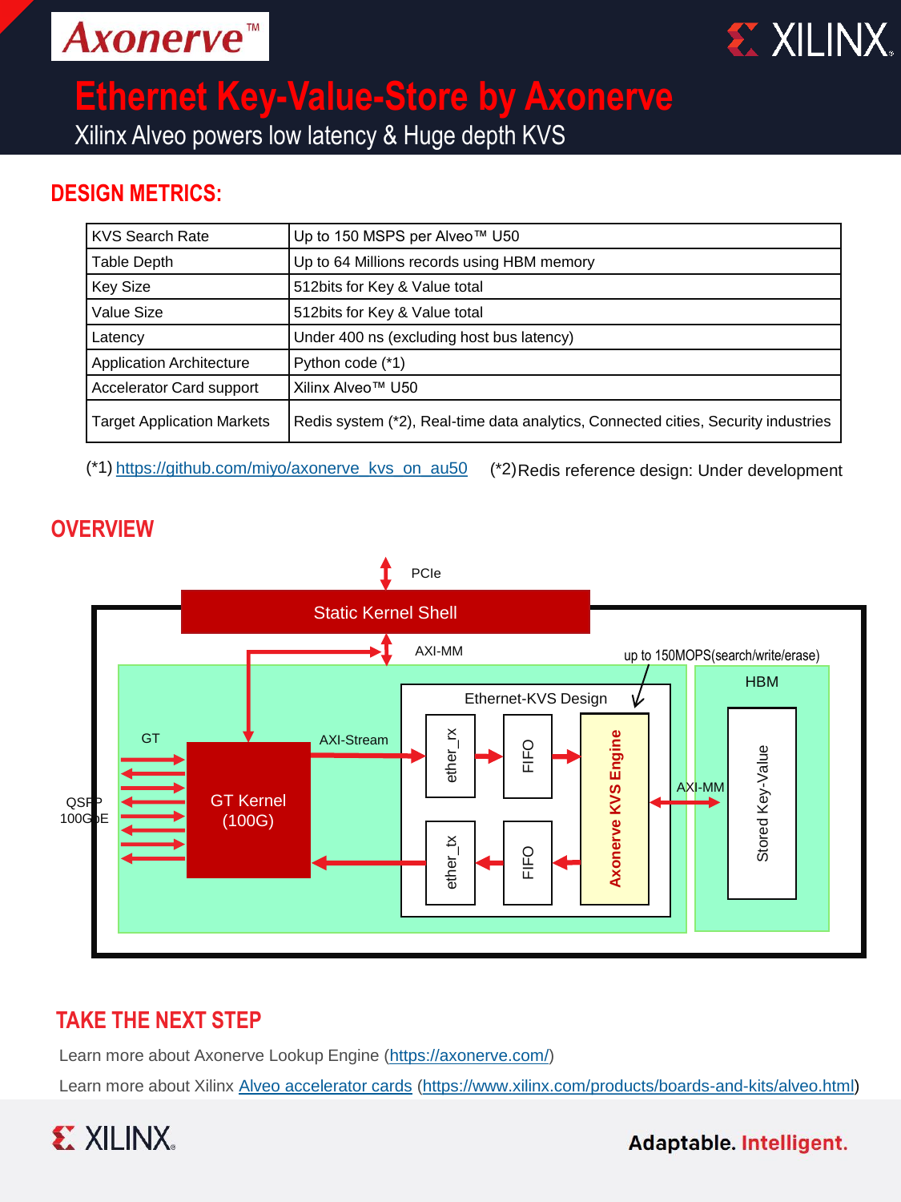# Axonerve™

# Ethernet Key-Value-Store by Axonerve

Xilinx Alveo powers low latency & Huge depth KVS

## DESIGN METRICS:

| | |
|---|---|
| KVS Search Rate | Up to 150 MSPS per Alveo™ U50 |
| Table Depth | Up to 64 Millions records using HBM memory |
| Key Size | 512bits for Key & Value total |
| Value Size | 512bits for Key & Value total |
| Latency | Under 400 ns (excluding host bus latency) |
| Application Architecture | Python code (*1) |
| Accelerator Card support | Xilinx Alveo™ U50 |
| Target Application Markets | Redis system (*2), Real-time data analytics, Connected cities, Security industries |

(*1) https://github.com/miyo/axonerve_kvs_on_au50 (*2)Redis reference design: Under development

## OVERVIEW

PCIe

Static Kernel Shell

AXI-MM

up to 150MOPS(search/write/erase)

GT

QSFP 100GbE

GT Kernel (100G)

AXI-Stream

Ethernet-KVS Design

ether_rx

FIFO

Axonerve KVS Engine

ether_tx

FIFO

AXI-MM

HBM

Stored Key-Value

## TAKE THE NEXT STEP

Learn more about Axonerve Lookup Engine (https://axonerve.com/)

Learn more about Xilinx Alveo accelerator cards (https://www.xilinx.com/products/boards-and-kits/alveo.html)

Adaptable. Intelligent.